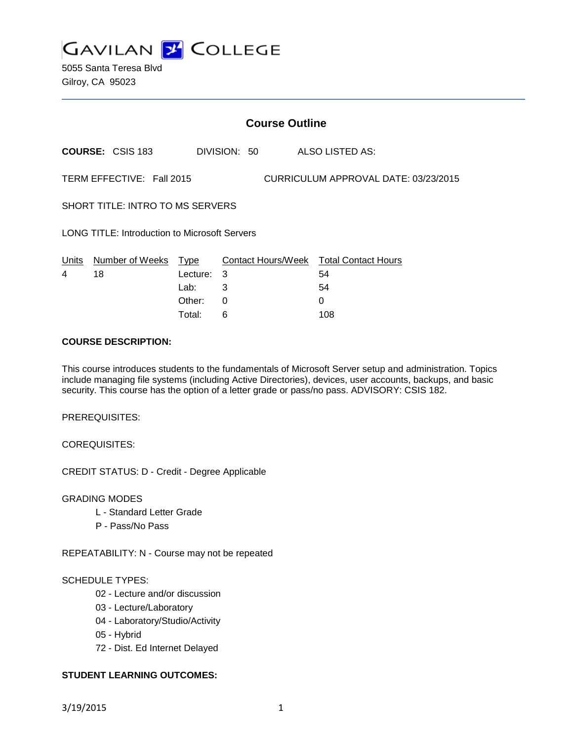# GAVILAN COLLEGE

5055 Santa Teresa Blvd
Gilroy, CA 95023

## Course Outline

**COURSE:** CSIS 183 DIVISION: 50 ALSO LISTED AS:

TERM EFFECTIVE: Fall 2015 CURRICULUM APPROVAL DATE: 03/23/2015

SHORT TITLE: INTRO TO MS SERVERS

LONG TITLE: Introduction to Microsoft Servers

| Units | Number of Weeks | Type | Contact Hours/Week | Total Contact Hours |
|---|---|---|---|---|
| 4 | 18 | Lecture: | 3 | 54 |
| | | Lab: | 3 | 54 |
| | | Other: | 0 | 0 |
| | | Total: | 6 | 108 |

**COURSE DESCRIPTION:**

This course introduces students to the fundamentals of Microsoft Server setup and administration. Topics include managing file systems (including Active Directories), devices, user accounts, backups, and basic security. This course has the option of a letter grade or pass/no pass. ADVISORY: CSIS 182.

PREREQUISITES:

COREQUISITES:

CREDIT STATUS: D - Credit - Degree Applicable

GRADING MODES

- L - Standard Letter Grade
- P - Pass/No Pass

REPEATABILITY: N - Course may not be repeated

SCHEDULE TYPES:

- 02 - Lecture and/or discussion
- 03 - Lecture/Laboratory
- 04 - Laboratory/Studio/Activity
- 05 - Hybrid
- 72 - Dist. Ed Internet Delayed

**STUDENT LEARNING OUTCOMES:**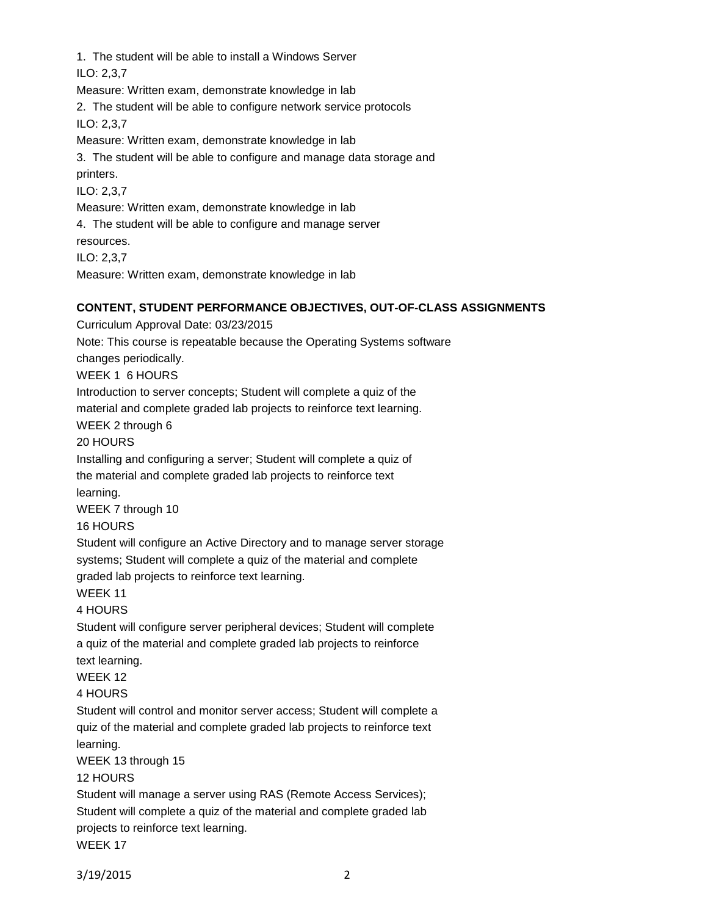1. The student will be able to install a Windows Server
ILO: 2,3,7
Measure: Written exam, demonstrate knowledge in lab
2. The student will be able to configure network service protocols
ILO: 2,3,7
Measure: Written exam, demonstrate knowledge in lab
3. The student will be able to configure and manage data storage and printers.
ILO: 2,3,7
Measure: Written exam, demonstrate knowledge in lab
4. The student will be able to configure and manage server resources.
ILO: 2,3,7
Measure: Written exam, demonstrate knowledge in lab

**CONTENT, STUDENT PERFORMANCE OBJECTIVES, OUT-OF-CLASS ASSIGNMENTS**

Curriculum Approval Date: 03/23/2015

Note: This course is repeatable because the Operating Systems software changes periodically.

WEEK 1 6 HOURS
Introduction to server concepts; Student will complete a quiz of the material and complete graded lab projects to reinforce text learning.

WEEK 2 through 6
20 HOURS
Installing and configuring a server; Student will complete a quiz of the material and complete graded lab projects to reinforce text learning.

WEEK 7 through 10
16 HOURS
Student will configure an Active Directory and to manage server storage systems; Student will complete a quiz of the material and complete graded lab projects to reinforce text learning.

WEEK 11
4 HOURS
Student will configure server peripheral devices; Student will complete a quiz of the material and complete graded lab projects to reinforce text learning.

WEEK 12
4 HOURS
Student will control and monitor server access; Student will complete a quiz of the material and complete graded lab projects to reinforce text learning.

WEEK 13 through 15
12 HOURS
Student will manage a server using RAS (Remote Access Services); Student will complete a quiz of the material and complete graded lab projects to reinforce text learning.

WEEK 17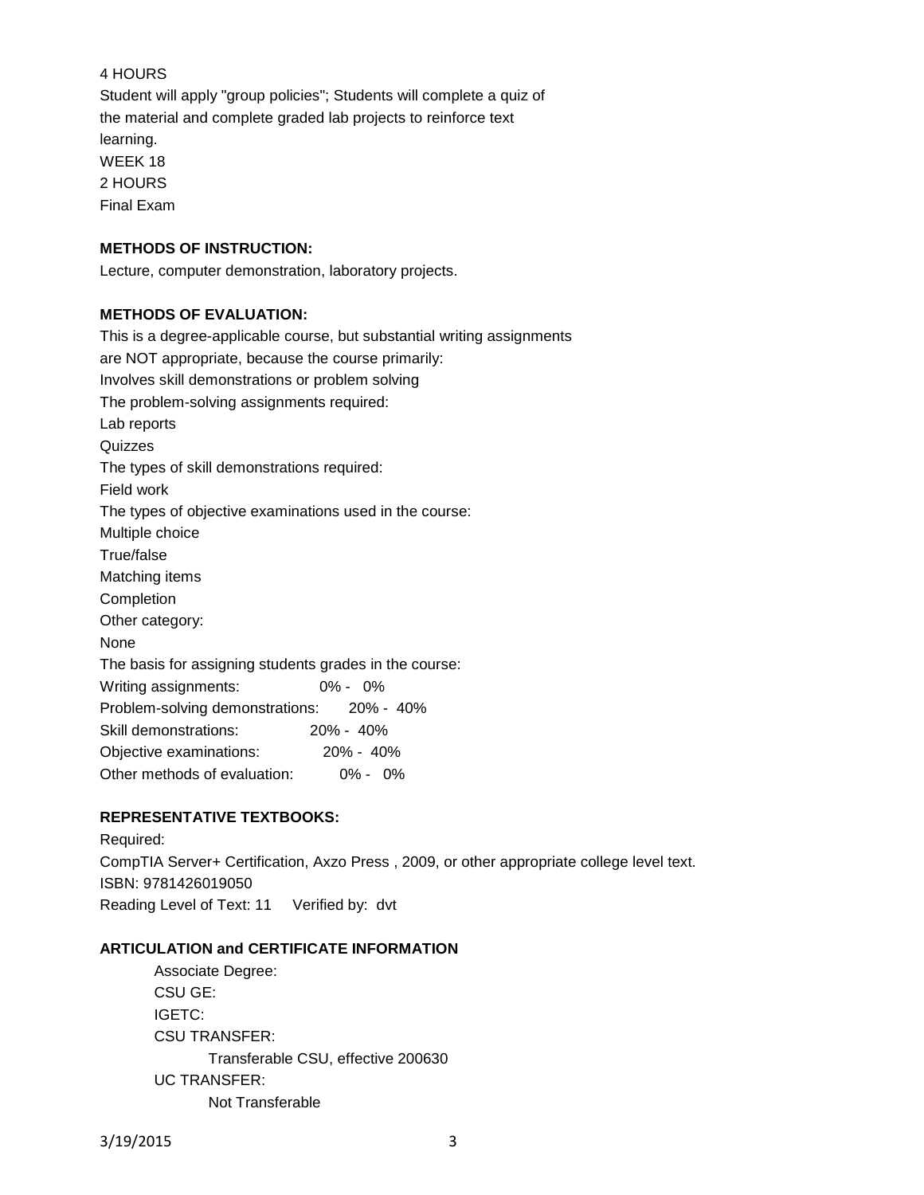4 HOURS

Student will apply "group policies"; Students will complete a quiz of the material and complete graded lab projects to reinforce text learning.

WEEK 18

2 HOURS

Final Exam

**METHODS OF INSTRUCTION:**

Lecture, computer demonstration, laboratory projects.

**METHODS OF EVALUATION:**

This is a degree-applicable course, but substantial writing assignments are NOT appropriate, because the course primarily:

Involves skill demonstrations or problem solving

The problem-solving assignments required:

Lab reports

Quizzes

The types of skill demonstrations required:

Field work

The types of objective examinations used in the course:

Multiple choice

True/false

Matching items

Completion

Other category:

None

The basis for assigning students grades in the course:

| | |
|---|---|
| Writing assignments: | 0% - 0% |
| Problem-solving demonstrations: | 20% - 40% |
| Skill demonstrations: | 20% - 40% |
| Objective examinations: | 20% - 40% |
| Other methods of evaluation: | 0% - 0% |

**REPRESENTATIVE TEXTBOOKS:**

Required:

CompTIA Server+ Certification, Axzo Press , 2009, or other appropriate college level text.

ISBN: 9781426019050

Reading Level of Text: 11 Verified by: dvt

**ARTICULATION and CERTIFICATE INFORMATION**

Associate Degree:

CSU GE:

IGETC:

CSU TRANSFER:

Transferable CSU, effective 200630

UC TRANSFER:

Not Transferable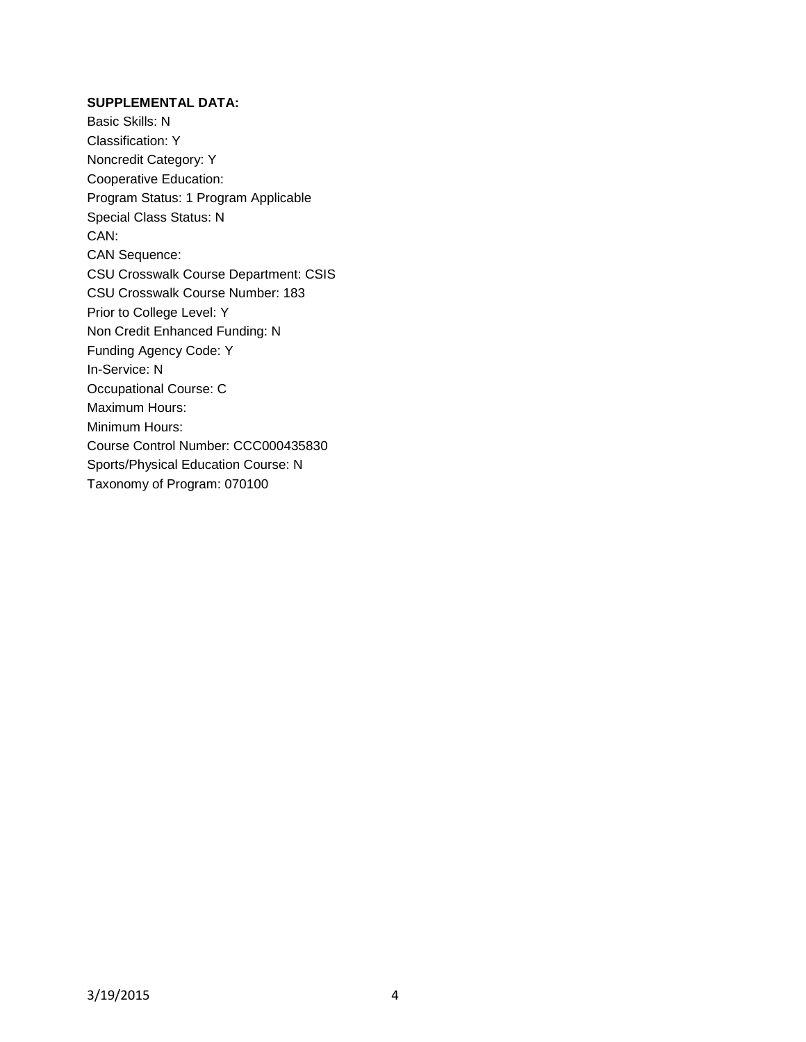**SUPPLEMENTAL DATA:**

Basic Skills: N
Classification: Y
Noncredit Category: Y
Cooperative Education:
Program Status: 1 Program Applicable
Special Class Status: N
CAN:
CAN Sequence:
CSU Crosswalk Course Department: CSIS
CSU Crosswalk Course Number: 183
Prior to College Level: Y
Non Credit Enhanced Funding: N
Funding Agency Code: Y
In-Service: N
Occupational Course: C
Maximum Hours:
Minimum Hours:
Course Control Number: CCC000435830
Sports/Physical Education Course: N
Taxonomy of Program: 070100